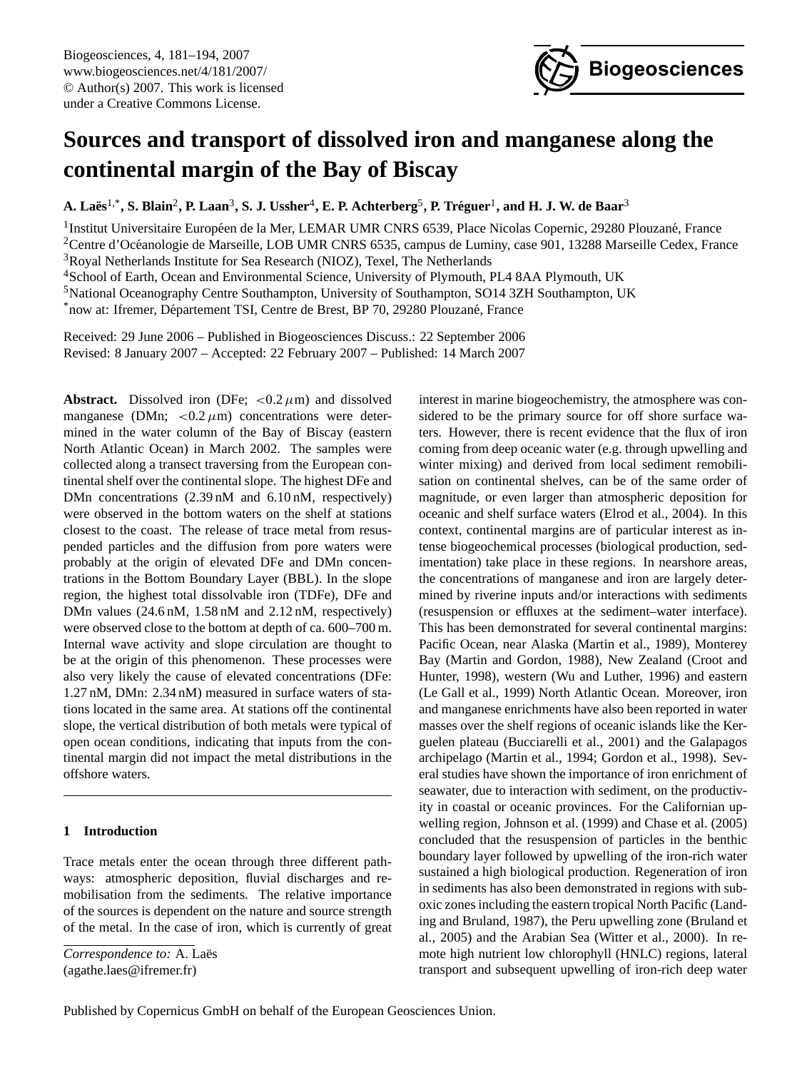# Sources and transport of dissolved iron and manganese along the continental margin of the Bay of Biscay

**A. Laës[1,*], S. Blain[2], P. Laan[3], S. J. Ussher[4], E. P. Achterberg[5], P. Tréguer[1], and H. J. W. de Baar[3]**

[1]Institut Universitaire Européen de la Mer, LEMAR UMR CNRS 6539, Place Nicolas Copernic, 29280 Plouzané, France
[2]Centre d'Océanologie de Marseille, LOB UMR CNRS 6535, campus de Luminy, case 901, 13288 Marseille Cedex, France
[3]Royal Netherlands Institute for Sea Research (NIOZ), Texel, The Netherlands
[4]School of Earth, Ocean and Environmental Science, University of Plymouth, PL4 8AA Plymouth, UK
[5]National Oceanography Centre Southampton, University of Southampton, SO14 3ZH Southampton, UK
[*]now at: Ifremer, Département TSI, Centre de Brest, BP 70, 29280 Plouzané, France

Received: 29 June 2006 – Published in Biogeosciences Discuss.: 22 September 2006
Revised: 8 January 2007 – Accepted: 22 February 2007 – Published: 14 March 2007

**Abstract.** Dissolved iron (DFe; $<0.2\,\mu$m) and dissolved manganese (DMn; $<0.2\,\mu$m) concentrations were determined in the water column of the Bay of Biscay (eastern North Atlantic Ocean) in March 2002. The samples were collected along a transect traversing from the European continental shelf over the continental slope. The highest DFe and DMn concentrations (2.39 nM and 6.10 nM, respectively) were observed in the bottom waters on the shelf at stations closest to the coast. The release of trace metal from resuspended particles and the diffusion from pore waters were probably at the origin of elevated DFe and DMn concentrations in the Bottom Boundary Layer (BBL). In the slope region, the highest total dissolvable iron (TDFe), DFe and DMn values (24.6 nM, 1.58 nM and 2.12 nM, respectively) were observed close to the bottom at depth of ca. 600–700 m. Internal wave activity and slope circulation are thought to be at the origin of this phenomenon. These processes were also very likely the cause of elevated concentrations (DFe: 1.27 nM, DMn: 2.34 nM) measured in surface waters of stations located in the same area. At stations off the continental slope, the vertical distribution of both metals were typical of open ocean conditions, indicating that inputs from the continental margin did not impact the metal distributions in the offshore waters.

## 1 Introduction

Trace metals enter the ocean through three different pathways: atmospheric deposition, fluvial discharges and remobilisation from the sediments. The relative importance of the sources is dependent on the nature and source strength of the metal. In the case of iron, which is currently of great interest in marine biogeochemistry, the atmosphere was considered to be the primary source for off shore surface waters. However, there is recent evidence that the flux of iron coming from deep oceanic water (e.g. through upwelling and winter mixing) and derived from local sediment remobilisation on continental shelves, can be of the same order of magnitude, or even larger than atmospheric deposition for oceanic and shelf surface waters (Elrod et al., 2004). In this context, continental margins are of particular interest as intense biogeochemical processes (biological production, sedimentation) take place in these regions. In nearshore areas, the concentrations of manganese and iron are largely determined by riverine inputs and/or interactions with sediments (resuspension or effluxes at the sediment–water interface). This has been demonstrated for several continental margins: Pacific Ocean, near Alaska (Martin et al., 1989), Monterey Bay (Martin and Gordon, 1988), New Zealand (Croot and Hunter, 1998), western (Wu and Luther, 1996) and eastern (Le Gall et al., 1999) North Atlantic Ocean. Moreover, iron and manganese enrichments have also been reported in water masses over the shelf regions of oceanic islands like the Kerguelen plateau (Bucciarelli et al., 2001) and the Galapagos archipelago (Martin et al., 1994; Gordon et al., 1998). Several studies have shown the importance of iron enrichment of seawater, due to interaction with sediment, on the productivity in coastal or oceanic provinces. For the Californian upwelling region, Johnson et al. (1999) and Chase et al. (2005) concluded that the resuspension of particles in the benthic boundary layer followed by upwelling of the iron-rich water sustained a high biological production. Regeneration of iron in sediments has also been demonstrated in regions with suboxic zones including the eastern tropical North Pacific (Landing and Bruland, 1987), the Peru upwelling zone (Bruland et al., 2005) and the Arabian Sea (Witter et al., 2000). In remote high nutrient low chlorophyll (HNLC) regions, lateral transport and subsequent upwelling of iron-rich deep water

*Correspondence to:* A. Laës
(agathe.laes@ifremer.fr)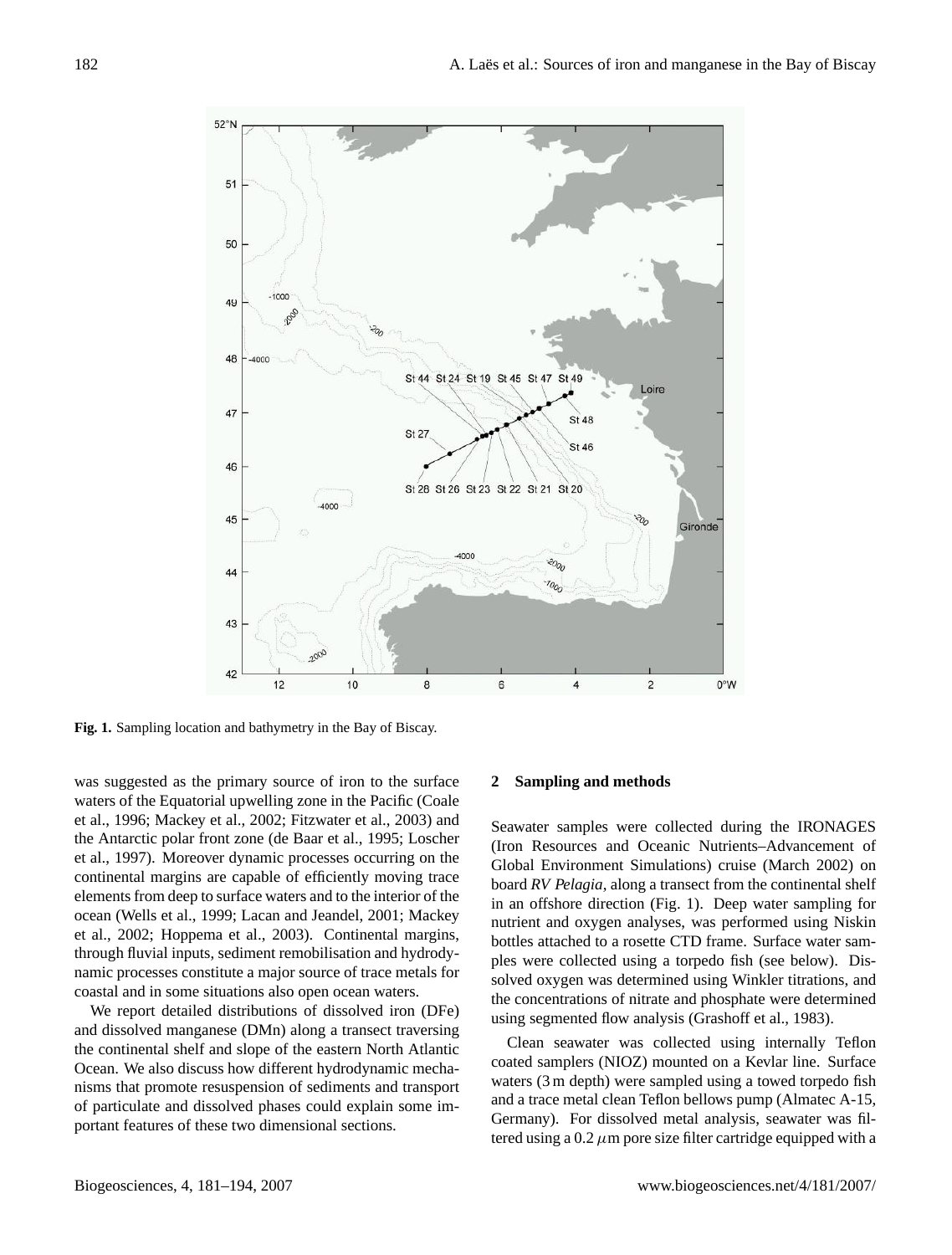Fig. 1. Sampling location and bathymetry in the Bay of Biscay.

was suggested as the primary source of iron to the surface waters of the Equatorial upwelling zone in the Pacific (Coale et al., 1996; Mackey et al., 2002; Fitzwater et al., 2003) and the Antarctic polar front zone (de Baar et al., 1995; Loscher et al., 1997). Moreover dynamic processes occurring on the continental margins are capable of efficiently moving trace elements from deep to surface waters and to the interior of the ocean (Wells et al., 1999; Lacan and Jeandel, 2001; Mackey et al., 2002; Hoppema et al., 2003). Continental margins, through fluvial inputs, sediment remobilisation and hydrodynamic processes constitute a major source of trace metals for coastal and in some situations also open ocean waters.

We report detailed distributions of dissolved iron (DFe) and dissolved manganese (DMn) along a transect traversing the continental shelf and slope of the eastern North Atlantic Ocean. We also discuss how different hydrodynamic mechanisms that promote resuspension of sediments and transport of particulate and dissolved phases could explain some important features of these two dimensional sections.

## 2 Sampling and methods

Seawater samples were collected during the IRONAGES (Iron Resources and Oceanic Nutrients–Advancement of Global Environment Simulations) cruise (March 2002) on board *RV Pelagia*, along a transect from the continental shelf in an offshore direction (Fig. 1). Deep water sampling for nutrient and oxygen analyses, was performed using Niskin bottles attached to a rosette CTD frame. Surface water samples were collected using a torpedo fish (see below). Dissolved oxygen was determined using Winkler titrations, and the concentrations of nitrate and phosphate were determined using segmented flow analysis (Grashoff et al., 1983).

Clean seawater was collected using internally Teflon coated samplers (NIOZ) mounted on a Kevlar line. Surface waters (3 m depth) were sampled using a towed torpedo fish and a trace metal clean Teflon bellows pump (Almatec A-15, Germany). For dissolved metal analysis, seawater was filtered using a 0.2 $\mu$m pore size filter cartridge equipped with a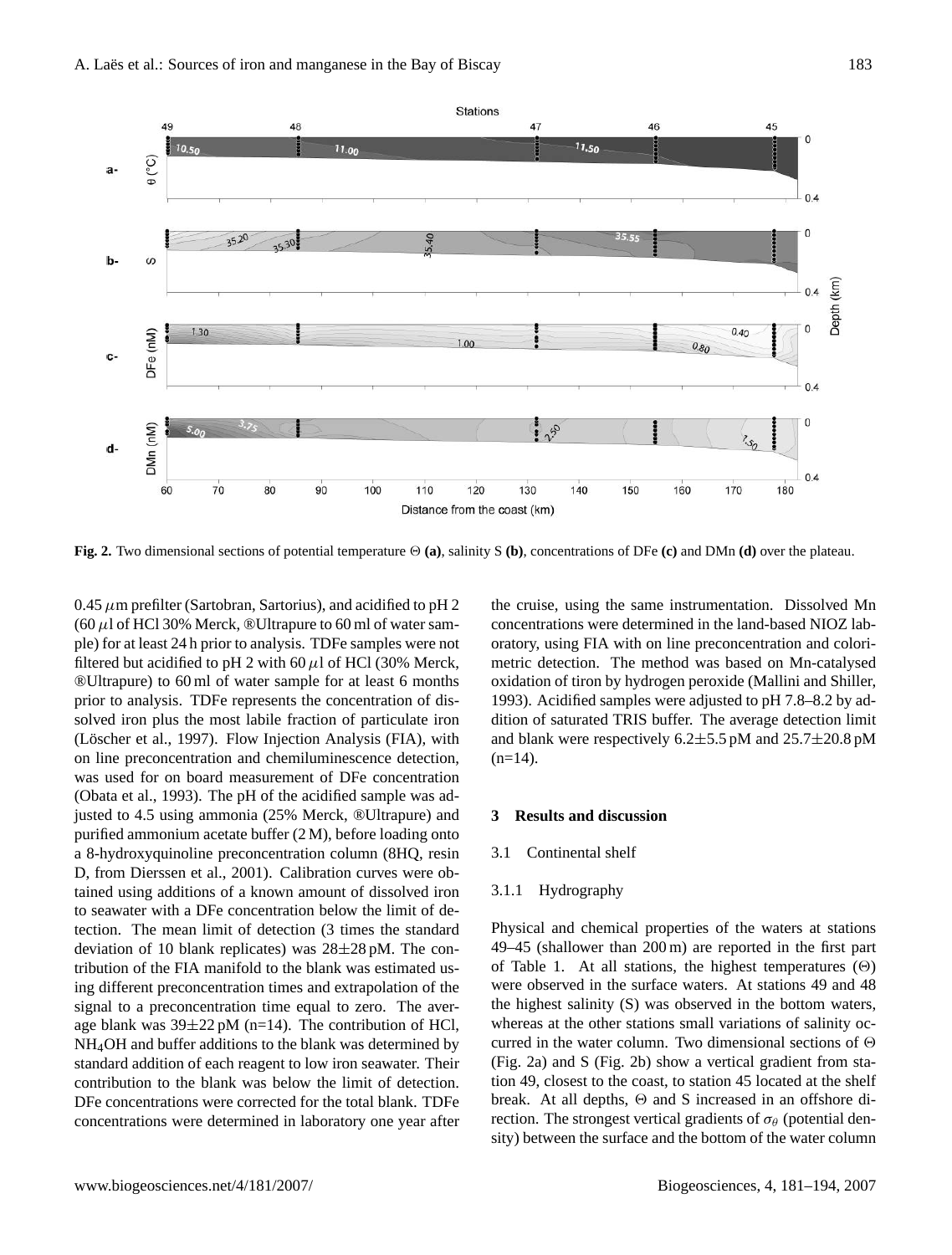**Fig. 2.** Two dimensional sections of potential temperature Θ **(a)**, salinity S **(b)**, concentrations of DFe **(c)** and DMn **(d)** over the plateau.

0.45 $\mu$m prefilter (Sartobran, Sartorius), and acidified to pH 2 (60 $\mu$l of HCl 30% Merck, ®Ultrapure to 60 ml of water sample) for at least 24 h prior to analysis. TDFe samples were not filtered but acidified to pH 2 with 60 $\mu$l of HCl (30% Merck, ®Ultrapure) to 60 ml of water sample for at least 6 months prior to analysis. TDFe represents the concentration of dissolved iron plus the most labile fraction of particulate iron (Löscher et al., 1997). Flow Injection Analysis (FIA), with on line preconcentration and chemiluminescence detection, was used for on board measurement of DFe concentration (Obata et al., 1993). The pH of the acidified sample was adjusted to 4.5 using ammonia (25% Merck, ®Ultrapure) and purified ammonium acetate buffer (2 M), before loading onto a 8-hydroxyquinoline preconcentration column (8HQ, resin D, from Dierssen et al., 2001). Calibration curves were obtained using additions of a known amount of dissolved iron to seawater with a DFe concentration below the limit of detection. The mean limit of detection (3 times the standard deviation of 10 blank replicates) was 28±28 pM. The contribution of the FIA manifold to the blank was estimated using different preconcentration times and extrapolation of the signal to a preconcentration time equal to zero. The average blank was 39±22 pM (n=14). The contribution of HCl, $NH_4OH$ and buffer additions to the blank was determined by standard addition of each reagent to low iron seawater. Their contribution to the blank was below the limit of detection. DFe concentrations were corrected for the total blank. TDFe concentrations were determined in laboratory one year after the cruise, using the same instrumentation. Dissolved Mn concentrations were determined in the land-based NIOZ laboratory, using FIA with on line preconcentration and colorimetric detection. The method was based on Mn-catalysed oxidation of tiron by hydrogen peroxide (Mallini and Shiller, 1993). Acidified samples were adjusted to pH 7.8–8.2 by addition of saturated TRIS buffer. The average detection limit and blank were respectively 6.2±5.5 pM and 25.7±20.8 pM (n=14).

## 3 Results and discussion

### 3.1 Continental shelf

#### 3.1.1 Hydrography

Physical and chemical properties of the waters at stations 49–45 (shallower than 200 m) are reported in the first part of Table 1. At all stations, the highest temperatures (Θ) were observed in the surface waters. At stations 49 and 48 the highest salinity (S) was observed in the bottom waters, whereas at the other stations small variations of salinity occurred in the water column. Two dimensional sections of Θ (Fig. 2a) and S (Fig. 2b) show a vertical gradient from station 49, closest to the coast, to station 45 located at the shelf break. At all depths, Θ and S increased in an offshore direction. The strongest vertical gradients of $\sigma_\theta$ (potential density) between the surface and the bottom of the water column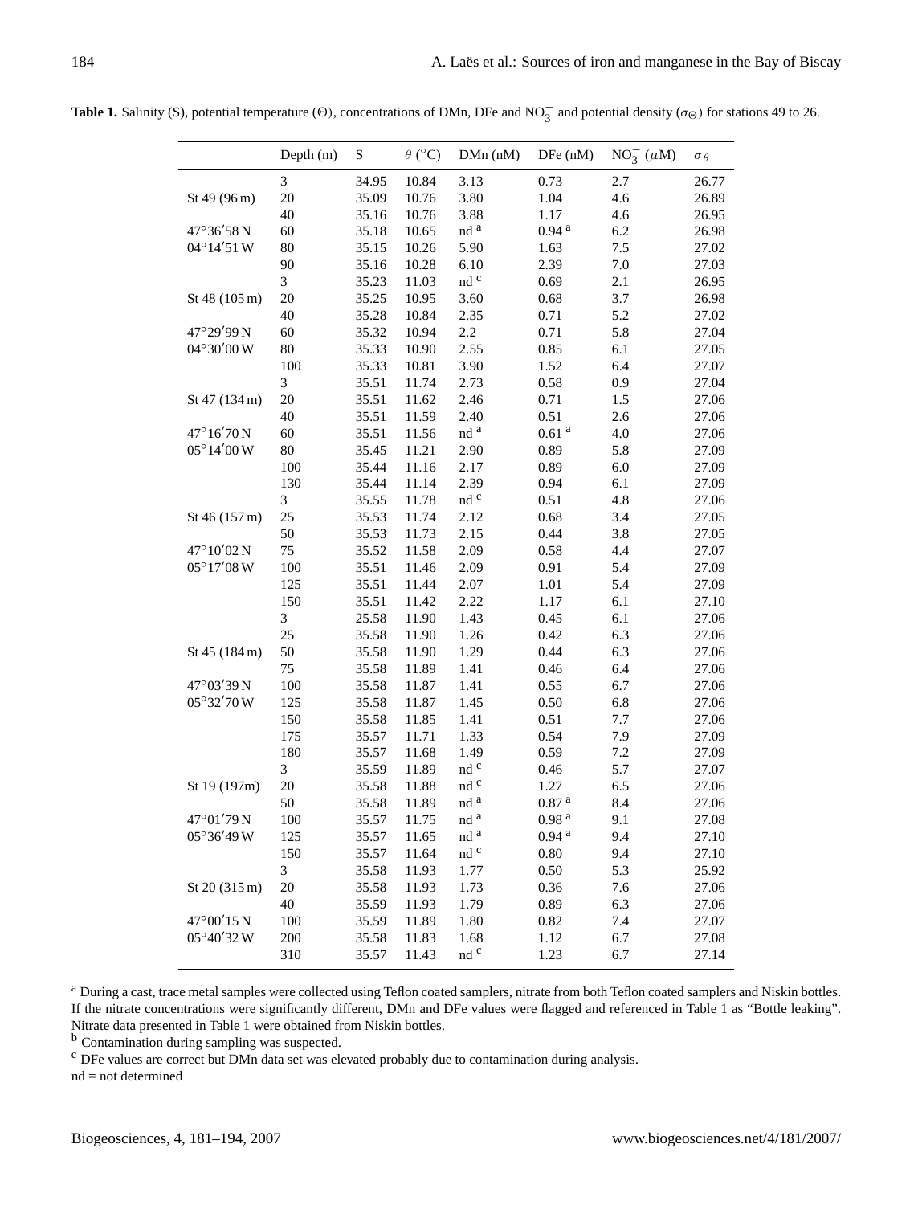**Table 1.** Salinity (S), potential temperature (Θ), concentrations of DMn, DFe and $NO_3^-$ and potential density ($\sigma_\Theta$) for stations 49 to 26.

| | Depth (m) | S | $\theta$ (°C) | DMn (nM) | DFe (nM) | $NO_3^-$ ($\mu$M) | $\sigma_\theta$ |
|---|---|---|---|---|---|---|---|
| | 3 | 34.95 | 10.84 | 3.13 | 0.73 | 2.7 | 26.77 |
| St 49 (96 m) | 20 | 35.09 | 10.76 | 3.80 | 1.04 | 4.6 | 26.89 |
| | 40 | 35.16 | 10.76 | 3.88 | 1.17 | 4.6 | 26.95 |
| 47°36′58 N | 60 | 35.18 | 10.65 | nd [a] | 0.94 [a] | 6.2 | 26.98 |
| 04°14′51 W | 80 | 35.15 | 10.26 | 5.90 | 1.63 | 7.5 | 27.02 |
| | 90 | 35.16 | 10.28 | 6.10 | 2.39 | 7.0 | 27.03 |
| | 3 | 35.23 | 11.03 | nd [c] | 0.69 | 2.1 | 26.95 |
| St 48 (105 m) | 20 | 35.25 | 10.95 | 3.60 | 0.68 | 3.7 | 26.98 |
| | 40 | 35.28 | 10.84 | 2.35 | 0.71 | 5.2 | 27.02 |
| 47°29′99 N | 60 | 35.32 | 10.94 | 2.2 | 0.71 | 5.8 | 27.04 |
| 04°30′00 W | 80 | 35.33 | 10.90 | 2.55 | 0.85 | 6.1 | 27.05 |
| | 100 | 35.33 | 10.81 | 3.90 | 1.52 | 6.4 | 27.07 |
| | 3 | 35.51 | 11.74 | 2.73 | 0.58 | 0.9 | 27.04 |
| St 47 (134 m) | 20 | 35.51 | 11.62 | 2.46 | 0.71 | 1.5 | 27.06 |
| | 40 | 35.51 | 11.59 | 2.40 | 0.51 | 2.6 | 27.06 |
| 47°16′70 N | 60 | 35.51 | 11.56 | nd [a] | 0.61 [a] | 4.0 | 27.06 |
| 05°14′00 W | 80 | 35.45 | 11.21 | 2.90 | 0.89 | 5.8 | 27.09 |
| | 100 | 35.44 | 11.16 | 2.17 | 0.89 | 6.0 | 27.09 |
| | 130 | 35.44 | 11.14 | 2.39 | 0.94 | 6.1 | 27.09 |
| | 3 | 35.55 | 11.78 | nd [c] | 0.51 | 4.8 | 27.06 |
| St 46 (157 m) | 25 | 35.53 | 11.74 | 2.12 | 0.68 | 3.4 | 27.05 |
| | 50 | 35.53 | 11.73 | 2.15 | 0.44 | 3.8 | 27.05 |
| 47°10′02 N | 75 | 35.52 | 11.58 | 2.09 | 0.58 | 4.4 | 27.07 |
| 05°17′08 W | 100 | 35.51 | 11.46 | 2.09 | 0.91 | 5.4 | 27.09 |
| | 125 | 35.51 | 11.44 | 2.07 | 1.01 | 5.4 | 27.09 |
| | 150 | 35.51 | 11.42 | 2.22 | 1.17 | 6.1 | 27.10 |
| | 3 | 25.58 | 11.90 | 1.43 | 0.45 | 6.1 | 27.06 |
| | 25 | 35.58 | 11.90 | 1.26 | 0.42 | 6.3 | 27.06 |
| St 45 (184 m) | 50 | 35.58 | 11.90 | 1.29 | 0.44 | 6.3 | 27.06 |
| | 75 | 35.58 | 11.89 | 1.41 | 0.46 | 6.4 | 27.06 |
| 47°03′39 N | 100 | 35.58 | 11.87 | 1.41 | 0.55 | 6.7 | 27.06 |
| 05°32′70 W | 125 | 35.58 | 11.87 | 1.45 | 0.50 | 6.8 | 27.06 |
| | 150 | 35.58 | 11.85 | 1.41 | 0.51 | 7.7 | 27.06 |
| | 175 | 35.57 | 11.71 | 1.33 | 0.54 | 7.9 | 27.09 |
| | 180 | 35.57 | 11.68 | 1.49 | 0.59 | 7.2 | 27.09 |
| | 3 | 35.59 | 11.89 | nd [c] | 0.46 | 5.7 | 27.07 |
| St 19 (197m) | 20 | 35.58 | 11.88 | nd [c] | 1.27 | 6.5 | 27.06 |
| | 50 | 35.58 | 11.89 | nd [a] | 0.87 [a] | 8.4 | 27.06 |
| 47°01′79 N | 100 | 35.57 | 11.75 | nd [a] | 0.98 [a] | 9.1 | 27.08 |
| 05°36′49 W | 125 | 35.57 | 11.65 | nd [a] | 0.94 [a] | 9.4 | 27.10 |
| | 150 | 35.57 | 11.64 | nd [c] | 0.80 | 9.4 | 27.10 |
| | 3 | 35.58 | 11.93 | 1.77 | 0.50 | 5.3 | 25.92 |
| St 20 (315 m) | 20 | 35.58 | 11.93 | 1.73 | 0.36 | 7.6 | 27.06 |
| | 40 | 35.59 | 11.93 | 1.79 | 0.89 | 6.3 | 27.06 |
| 47°00′15 N | 100 | 35.59 | 11.89 | 1.80 | 0.82 | 7.4 | 27.07 |
| 05°40′32 W | 200 | 35.58 | 11.83 | 1.68 | 1.12 | 6.7 | 27.08 |
| | 310 | 35.57 | 11.43 | nd [c] | 1.23 | 6.7 | 27.14 |

[a] During a cast, trace metal samples were collected using Teflon coated samplers, nitrate from both Teflon coated samplers and Niskin bottles. If the nitrate concentrations were significantly different, DMn and DFe values were flagged and referenced in Table 1 as "Bottle leaking". Nitrate data presented in Table 1 were obtained from Niskin bottles.
[b] Contamination during sampling was suspected.
[c] DFe values are correct but DMn data set was elevated probably due to contamination during analysis.
nd = not determined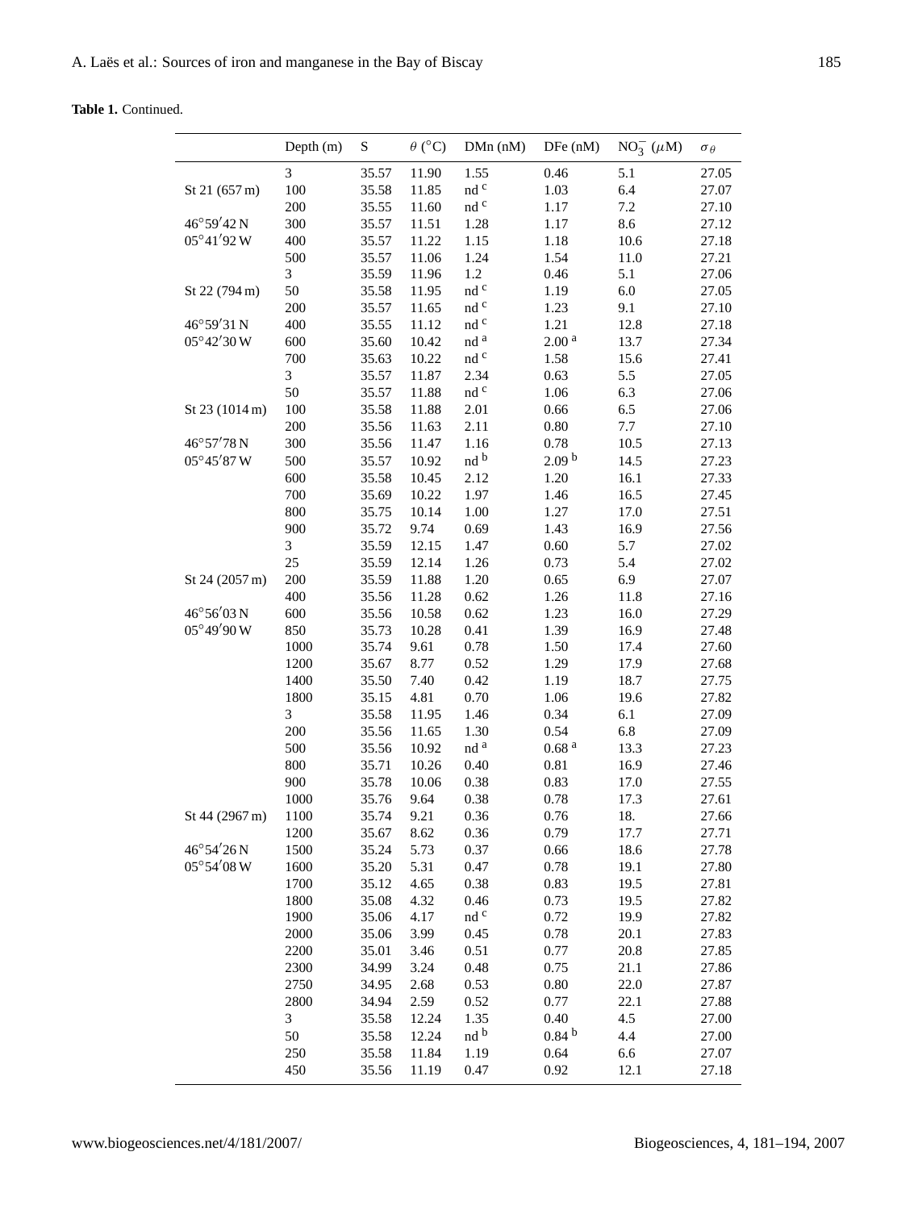**Table 1.** Continued.

| | Depth (m) | S | $\theta$ (°C) | DMn (nM) | DFe (nM) | $NO_3^-$ ($\mu$M) | $\sigma_\theta$ |
|---|---|---|---|---|---|---|---|
| | 3 | 35.57 | 11.90 | 1.55 | 0.46 | 5.1 | 27.05 |
| St 21 (657 m) | 100 | 35.58 | 11.85 | nd [c] | 1.03 | 6.4 | 27.07 |
| | 200 | 35.55 | 11.60 | nd [c] | 1.17 | 7.2 | 27.10 |
| 46°59′42 N | 300 | 35.57 | 11.51 | 1.28 | 1.17 | 8.6 | 27.12 |
| 05°41′92 W | 400 | 35.57 | 11.22 | 1.15 | 1.18 | 10.6 | 27.18 |
| | 500 | 35.57 | 11.06 | 1.24 | 1.54 | 11.0 | 27.21 |
| | 3 | 35.59 | 11.96 | 1.2 | 0.46 | 5.1 | 27.06 |
| St 22 (794 m) | 50 | 35.58 | 11.95 | nd [c] | 1.19 | 6.0 | 27.05 |
| | 200 | 35.57 | 11.65 | nd [c] | 1.23 | 9.1 | 27.10 |
| 46°59′31 N | 400 | 35.55 | 11.12 | nd [c] | 1.21 | 12.8 | 27.18 |
| 05°42′30 W | 600 | 35.60 | 10.42 | nd [a] | 2.00 [a] | 13.7 | 27.34 |
| | 700 | 35.63 | 10.22 | nd [c] | 1.58 | 15.6 | 27.41 |
| | 3 | 35.57 | 11.87 | 2.34 | 0.63 | 5.5 | 27.05 |
| | 50 | 35.57 | 11.88 | nd [c] | 1.06 | 6.3 | 27.06 |
| St 23 (1014 m) | 100 | 35.58 | 11.88 | 2.01 | 0.66 | 6.5 | 27.06 |
| | 200 | 35.56 | 11.63 | 2.11 | 0.80 | 7.7 | 27.10 |
| 46°57′78 N | 300 | 35.56 | 11.47 | 1.16 | 0.78 | 10.5 | 27.13 |
| 05°45′87 W | 500 | 35.57 | 10.92 | nd [b] | 2.09 [b] | 14.5 | 27.23 |
| | 600 | 35.58 | 10.45 | 2.12 | 1.20 | 16.1 | 27.33 |
| | 700 | 35.69 | 10.22 | 1.97 | 1.46 | 16.5 | 27.45 |
| | 800 | 35.75 | 10.14 | 1.00 | 1.27 | 17.0 | 27.51 |
| | 900 | 35.72 | 9.74 | 0.69 | 1.43 | 16.9 | 27.56 |
| | 3 | 35.59 | 12.15 | 1.47 | 0.60 | 5.7 | 27.02 |
| | 25 | 35.59 | 12.14 | 1.26 | 0.73 | 5.4 | 27.02 |
| St 24 (2057 m) | 200 | 35.59 | 11.88 | 1.20 | 0.65 | 6.9 | 27.07 |
| | 400 | 35.56 | 11.28 | 0.62 | 1.26 | 11.8 | 27.16 |
| 46°56′03 N | 600 | 35.56 | 10.58 | 0.62 | 1.23 | 16.0 | 27.29 |
| 05°49′90 W | 850 | 35.73 | 10.28 | 0.41 | 1.39 | 16.9 | 27.48 |
| | 1000 | 35.74 | 9.61 | 0.78 | 1.50 | 17.4 | 27.60 |
| | 1200 | 35.67 | 8.77 | 0.52 | 1.29 | 17.9 | 27.68 |
| | 1400 | 35.50 | 7.40 | 0.42 | 1.19 | 18.7 | 27.75 |
| | 1800 | 35.15 | 4.81 | 0.70 | 1.06 | 19.6 | 27.82 |
| | 3 | 35.58 | 11.95 | 1.46 | 0.34 | 6.1 | 27.09 |
| | 200 | 35.56 | 11.65 | 1.30 | 0.54 | 6.8 | 27.09 |
| | 500 | 35.56 | 10.92 | nd [a] | 0.68 [a] | 13.3 | 27.23 |
| | 800 | 35.71 | 10.26 | 0.40 | 0.81 | 16.9 | 27.46 |
| | 900 | 35.78 | 10.06 | 0.38 | 0.83 | 17.0 | 27.55 |
| | 1000 | 35.76 | 9.64 | 0.38 | 0.78 | 17.3 | 27.61 |
| St 44 (2967 m) | 1100 | 35.74 | 9.21 | 0.36 | 0.76 | 18. | 27.66 |
| | 1200 | 35.67 | 8.62 | 0.36 | 0.79 | 17.7 | 27.71 |
| 46°54′26 N | 1500 | 35.24 | 5.73 | 0.37 | 0.66 | 18.6 | 27.78 |
| 05°54′08 W | 1600 | 35.20 | 5.31 | 0.47 | 0.78 | 19.1 | 27.80 |
| | 1700 | 35.12 | 4.65 | 0.38 | 0.83 | 19.5 | 27.81 |
| | 1800 | 35.08 | 4.32 | 0.46 | 0.73 | 19.5 | 27.82 |
| | 1900 | 35.06 | 4.17 | nd [c] | 0.72 | 19.9 | 27.82 |
| | 2000 | 35.06 | 3.99 | 0.45 | 0.78 | 20.1 | 27.83 |
| | 2200 | 35.01 | 3.46 | 0.51 | 0.77 | 20.8 | 27.85 |
| | 2300 | 34.99 | 3.24 | 0.48 | 0.75 | 21.1 | 27.86 |
| | 2750 | 34.95 | 2.68 | 0.53 | 0.80 | 22.0 | 27.87 |
| | 2800 | 34.94 | 2.59 | 0.52 | 0.77 | 22.1 | 27.88 |
| | 3 | 35.58 | 12.24 | 1.35 | 0.40 | 4.5 | 27.00 |
| | 50 | 35.58 | 12.24 | nd [b] | 0.84 [b] | 4.4 | 27.00 |
| | 250 | 35.58 | 11.84 | 1.19 | 0.64 | 6.6 | 27.07 |
| | 450 | 35.56 | 11.19 | 0.47 | 0.92 | 12.1 | 27.18 |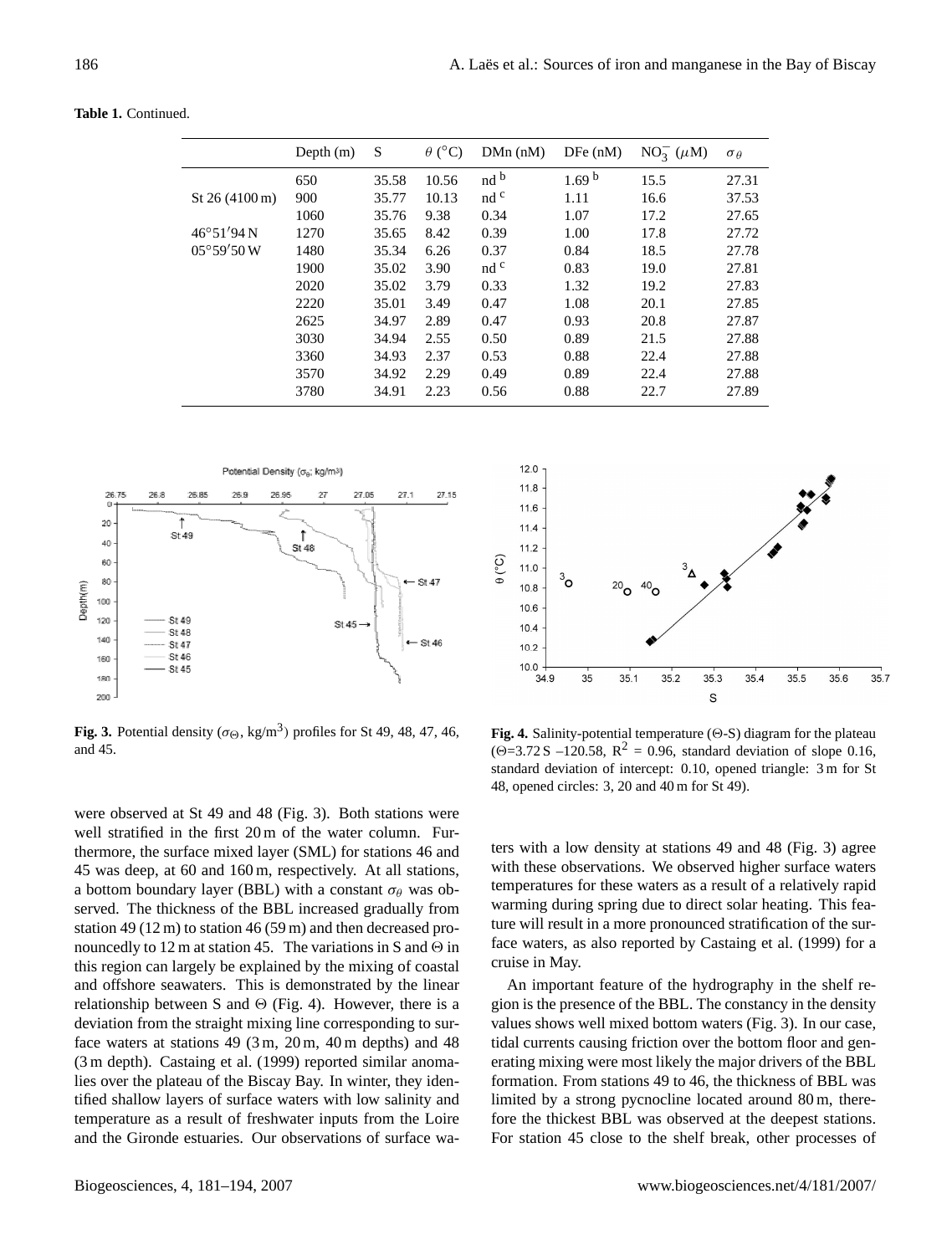**Table 1.** Continued.

| | Depth (m) | S | $\theta$ (°C) | DMn (nM) | DFe (nM) | $NO_3^-$ ($\mu$M) | $\sigma_\theta$ |
|---|---|---|---|---|---|---|---|
| | 650 | 35.58 | 10.56 | nd [b] | 1.69 [b] | 15.5 | 27.31 |
| St 26 (4100 m) | 900 | 35.77 | 10.13 | nd [c] | 1.11 | 16.6 | 37.53 |
| | 1060 | 35.76 | 9.38 | 0.34 | 1.07 | 17.2 | 27.65 |
| 46°51′94 N | 1270 | 35.65 | 8.42 | 0.39 | 1.00 | 17.8 | 27.72 |
| 05°59′50 W | 1480 | 35.34 | 6.26 | 0.37 | 0.84 | 18.5 | 27.78 |
| | 1900 | 35.02 | 3.90 | nd [c] | 0.83 | 19.0 | 27.81 |
| | 2020 | 35.02 | 3.79 | 0.33 | 1.32 | 19.2 | 27.83 |
| | 2220 | 35.01 | 3.49 | 0.47 | 1.08 | 20.1 | 27.85 |
| | 2625 | 34.97 | 2.89 | 0.47 | 0.93 | 20.8 | 27.87 |
| | 3030 | 34.94 | 2.55 | 0.50 | 0.89 | 21.5 | 27.88 |
| | 3360 | 34.93 | 2.37 | 0.53 | 0.88 | 22.4 | 27.88 |
| | 3570 | 34.92 | 2.29 | 0.49 | 0.89 | 22.4 | 27.88 |
| | 3780 | 34.91 | 2.23 | 0.56 | 0.88 | 22.7 | 27.89 |

**Fig. 3.** Potential density ($\sigma_\Theta$, kg/m$^3$) profiles for St 49, 48, 47, 46, and 45.

**Fig. 4.** Salinity-potential temperature ($\Theta$-S) diagram for the plateau ($\Theta$=3.72 S –120.58, $R^2$ = 0.96, standard deviation of slope 0.16, standard deviation of intercept: 0.10, opened triangle: 3 m for St 48, opened circles: 3, 20 and 40 m for St 49).

were observed at St 49 and 48 (Fig. 3). Both stations were well stratified in the first 20 m of the water column. Furthermore, the surface mixed layer (SML) for stations 46 and 45 was deep, at 60 and 160 m, respectively. At all stations, a bottom boundary layer (BBL) with a constant $\sigma_\theta$ was observed. The thickness of the BBL increased gradually from station 49 (12 m) to station 46 (59 m) and then decreased pronouncedly to 12 m at station 45. The variations in S and $\Theta$ in this region can largely be explained by the mixing of coastal and offshore seawaters. This is demonstrated by the linear relationship between S and $\Theta$ (Fig. 4). However, there is a deviation from the straight mixing line corresponding to surface waters at stations 49 (3 m, 20 m, 40 m depths) and 48 (3 m depth). Castaing et al. (1999) reported similar anomalies over the plateau of the Biscay Bay. In winter, they identified shallow layers of surface waters with low salinity and temperature as a result of freshwater inputs from the Loire and the Gironde estuaries. Our observations of surface waters with a low density at stations 49 and 48 (Fig. 3) agree with these observations. We observed higher surface waters temperatures for these waters as a result of a relatively rapid warming during spring due to direct solar heating. This feature will result in a more pronounced stratification of the surface waters, as also reported by Castaing et al. (1999) for a cruise in May.

An important feature of the hydrography in the shelf region is the presence of the BBL. The constancy in the density values shows well mixed bottom waters (Fig. 3). In our case, tidal currents causing friction over the bottom floor and generating mixing were most likely the major drivers of the BBL formation. From stations 49 to 46, the thickness of BBL was limited by a strong pycnocline located around 80 m, therefore the thickest BBL was observed at the deepest stations. For station 45 close to the shelf break, other processes of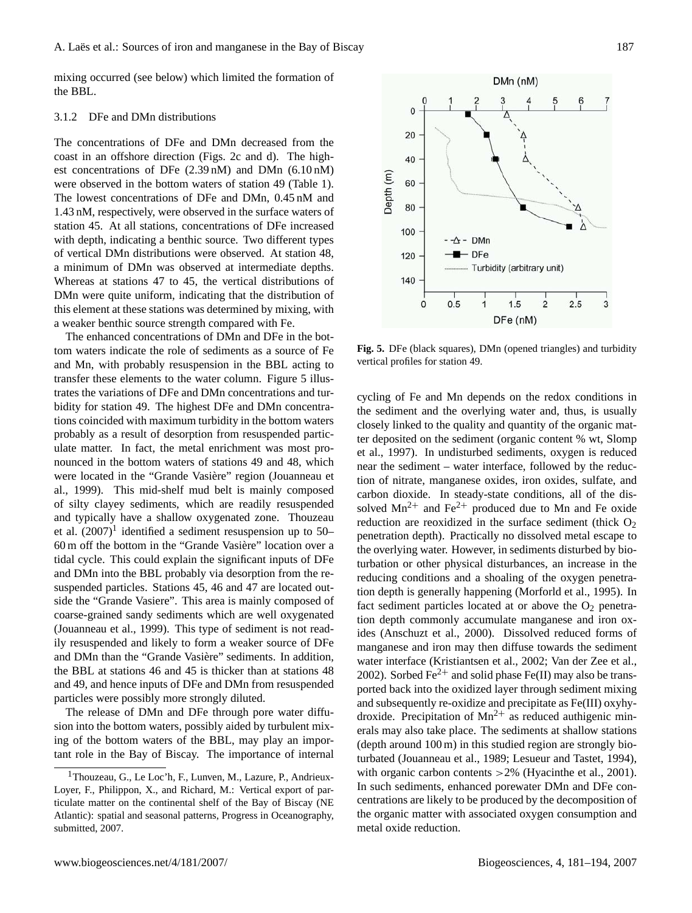mixing occurred (see below) which limited the formation of the BBL.

### 3.1.2 DFe and DMn distributions

The concentrations of DFe and DMn decreased from the coast in an offshore direction (Figs. 2c and d). The highest concentrations of DFe (2.39 nM) and DMn (6.10 nM) were observed in the bottom waters of station 49 (Table 1). The lowest concentrations of DFe and DMn, 0.45 nM and 1.43 nM, respectively, were observed in the surface waters of station 45. At all stations, concentrations of DFe increased with depth, indicating a benthic source. Two different types of vertical DMn distributions were observed. At station 48, a minimum of DMn was observed at intermediate depths. Whereas at stations 47 to 45, the vertical distributions of DMn were quite uniform, indicating that the distribution of this element at these stations was determined by mixing, with a weaker benthic source strength compared with Fe.

The enhanced concentrations of DMn and DFe in the bottom waters indicate the role of sediments as a source of Fe and Mn, with probably resuspension in the BBL acting to transfer these elements to the water column. Figure 5 illustrates the variations of DFe and DMn concentrations and turbidity for station 49. The highest DFe and DMn concentrations coincided with maximum turbidity in the bottom waters probably as a result of desorption from resuspended particulate matter. In fact, the metal enrichment was most pronounced in the bottom waters of stations 49 and 48, which were located in the "Grande Vasière" region (Jouanneau et al., 1999). This mid-shelf mud belt is mainly composed of silty clayey sediments, which are readily resuspended and typically have a shallow oxygenated zone. Thouzeau et al. (2007)[1] identified a sediment resuspension up to 50–60 m off the bottom in the "Grande Vasière" location over a tidal cycle. This could explain the significant inputs of DFe and DMn into the BBL probably via desorption from the resuspended particles. Stations 45, 46 and 47 are located outside the "Grande Vasiere". This area is mainly composed of coarse-grained sandy sediments which are well oxygenated (Jouanneau et al., 1999). This type of sediment is not readily resuspended and likely to form a weaker source of DFe and DMn than the "Grande Vasière" sediments. In addition, the BBL at stations 46 and 45 is thicker than at stations 48 and 49, and hence inputs of DFe and DMn from resuspended particles were possibly more strongly diluted.

The release of DMn and DFe through pore water diffusion into the bottom waters, possibly aided by turbulent mixing of the bottom waters of the BBL, may play an important role in the Bay of Biscay. The importance of internal cycling of Fe and Mn depends on the redox conditions in the sediment and the overlying water and, thus, is usually closely linked to the quality and quantity of the organic matter deposited on the sediment (organic content % wt, Slomp et al., 1997). In undisturbed sediments, oxygen is reduced near the sediment – water interface, followed by the reduction of nitrate, manganese oxides, iron oxides, sulfate, and carbon dioxide. In steady-state conditions, all of the dissolved $Mn^{2+}$ and $Fe^{2+}$ produced due to Mn and Fe oxide reduction are reoxidized in the surface sediment (thick $O_2$ penetration depth). Practically no dissolved metal escape to the overlying water. However, in sediments disturbed by bioturbation or other physical disturbances, an increase in the reducing conditions and a shoaling of the oxygen penetration depth is generally happening (Morforld et al., 1995). In fact sediment particles located at or above the $O_2$ penetration depth commonly accumulate manganese and iron oxides (Anschuzt et al., 2000). Dissolved reduced forms of manganese and iron may then diffuse towards the sediment water interface (Kristiantsen et al., 2002; Van der Zee et al., 2002). Sorbed $Fe^{2+}$ and solid phase Fe(II) may also be transported back into the oxidized layer through sediment mixing and subsequently re-oxidize and precipitate as Fe(III) oxyhydroxide. Precipitation of $Mn^{2+}$ as reduced authigenic minerals may also take place. The sediments at shallow stations (depth around 100 m) in this studied region are strongly bioturbated (Jouanneau et al., 1989; Lesueur and Tastet, 1994), with organic carbon contents >2% (Hyacinthe et al., 2001). In such sediments, enhanced porewater DMn and DFe concentrations are likely to be produced by the decomposition of the organic matter with associated oxygen consumption and metal oxide reduction.

**Fig. 5.** DFe (black squares), DMn (opened triangles) and turbidity vertical profiles for station 49.

[1]Thouzeau, G., Le Loc'h, F., Lunven, M., Lazure, P., Andrieux-Loyer, F., Philippon, X., and Richard, M.: Vertical export of particulate matter on the continental shelf of the Bay of Biscay (NE Atlantic): spatial and seasonal patterns, Progress in Oceanography, submitted, 2007.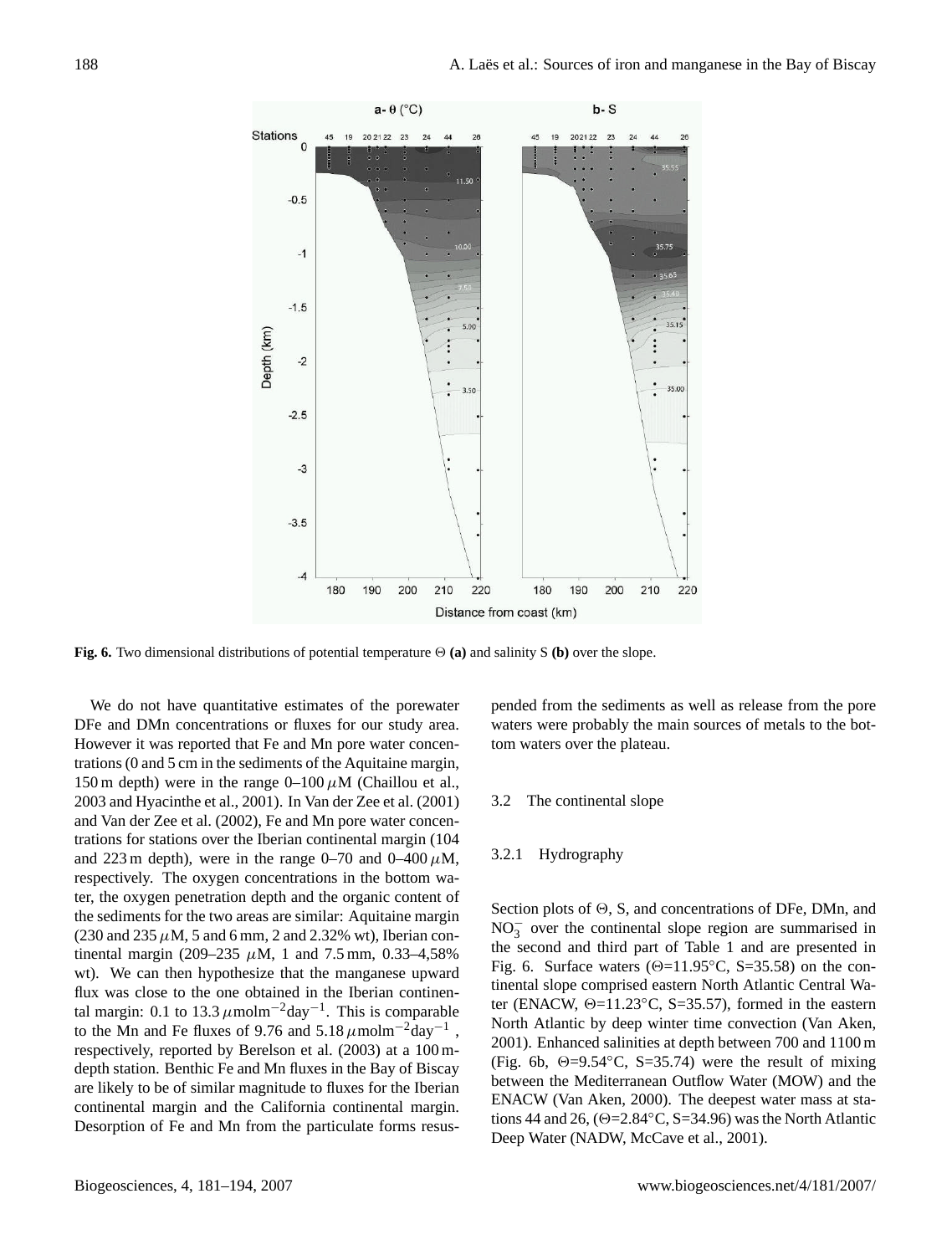Fig. 6. Two dimensional distributions of potential temperature Θ **(a)** and salinity S **(b)** over the slope.

We do not have quantitative estimates of the porewater DFe and DMn concentrations or fluxes for our study area. However it was reported that Fe and Mn pore water concentrations (0 and 5 cm in the sediments of the Aquitaine margin, 150 m depth) were in the range 0–100 $\mu$M (Chaillou et al., 2003 and Hyacinthe et al., 2001). In Van der Zee et al. (2001) and Van der Zee et al. (2002), Fe and Mn pore water concentrations for stations over the Iberian continental margin (104 and 223 m depth), were in the range 0–70 and 0–400 $\mu$M, respectively. The oxygen concentrations in the bottom water, the oxygen penetration depth and the organic content of the sediments for the two areas are similar: Aquitaine margin (230 and 235 $\mu$M, 5 and 6 mm, 2 and 2.32% wt), Iberian continental margin (209–235 $\mu$M, 1 and 7.5 mm, 0.33–4,58% wt). We can then hypothesize that the manganese upward flux was close to the one obtained in the Iberian continental margin: 0.1 to 13.3 $\mu$molm$^{-2}$day$^{-1}$. This is comparable to the Mn and Fe fluxes of 9.76 and 5.18 $\mu$molm$^{-2}$day$^{-1}$, respectively, reported by Berelson et al. (2003) at a 100 m-depth station. Benthic Fe and Mn fluxes in the Bay of Biscay are likely to be of similar magnitude to fluxes for the Iberian continental margin and the California continental margin. Desorption of Fe and Mn from the particulate forms resuspended from the sediments as well as release from the pore waters were probably the main sources of metals to the bottom waters over the plateau.

### 3.2 The continental slope

#### 3.2.1 Hydrography

Section plots of Θ, S, and concentrations of DFe, DMn, and $NO_3^-$ over the continental slope region are summarised in the second and third part of Table 1 and are presented in Fig. 6. Surface waters (Θ=11.95°C, S=35.58) on the continental slope comprised eastern North Atlantic Central Water (ENACW, Θ=11.23°C, S=35.57), formed in the eastern North Atlantic by deep winter time convection (Van Aken, 2001). Enhanced salinities at depth between 700 and 1100 m (Fig. 6b, Θ=9.54°C, S=35.74) were the result of mixing between the Mediterranean Outflow Water (MOW) and the ENACW (Van Aken, 2000). The deepest water mass at stations 44 and 26, (Θ=2.84°C, S=34.96) was the North Atlantic Deep Water (NADW, McCave et al., 2001).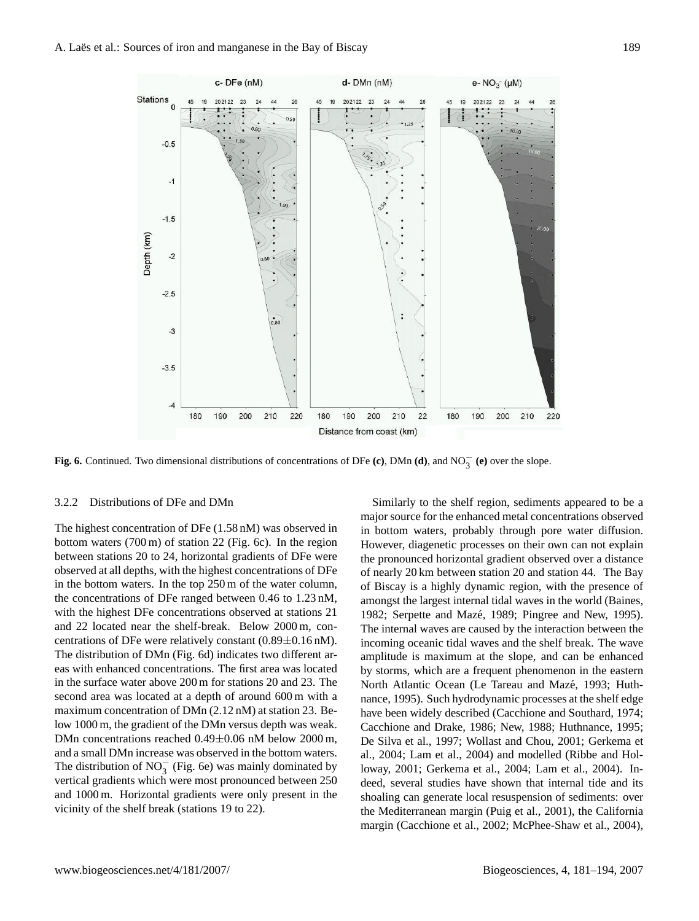**Fig. 6.** Continued. Two dimensional distributions of concentrations of DFe **(c)**, DMn **(d)**, and $NO_3^-$ **(e)** over the slope.

#### 3.2.2 Distributions of DFe and DMn

The highest concentration of DFe (1.58 nM) was observed in bottom waters (700 m) of station 22 (Fig. 6c). In the region between stations 20 to 24, horizontal gradients of DFe were observed at all depths, with the highest concentrations of DFe in the bottom waters. In the top 250 m of the water column, the concentrations of DFe ranged between 0.46 to 1.23 nM, with the highest DFe concentrations observed at stations 21 and 22 located near the shelf-break. Below 2000 m, concentrations of DFe were relatively constant ($0.89 \pm 0.16$ nM). The distribution of DMn (Fig. 6d) indicates two different areas with enhanced concentrations. The first area was located in the surface water above 200 m for stations 20 and 23. The second area was located at a depth of around 600 m with a maximum concentration of DMn (2.12 nM) at station 23. Below 1000 m, the gradient of the DMn versus depth was weak. DMn concentrations reached $0.49 \pm 0.06$ nM below 2000 m, and a small DMn increase was observed in the bottom waters. The distribution of $NO_3^-$ (Fig. 6e) was mainly dominated by vertical gradients which were most pronounced between 250 and 1000 m. Horizontal gradients were only present in the vicinity of the shelf break (stations 19 to 22).

Similarly to the shelf region, sediments appeared to be a major source for the enhanced metal concentrations observed in bottom waters, probably through pore water diffusion. However, diagenetic processes on their own can not explain the pronounced horizontal gradient observed over a distance of nearly 20 km between station 20 and station 44. The Bay of Biscay is a highly dynamic region, with the presence of amongst the largest internal tidal waves in the world (Baines, 1982; Serpette and Mazé, 1989; Pingree and New, 1995). The internal waves are caused by the interaction between the incoming oceanic tidal waves and the shelf break. The wave amplitude is maximum at the slope, and can be enhanced by storms, which are a frequent phenomenon in the eastern North Atlantic Ocean (Le Tareau and Mazé, 1993; Huthnance, 1995). Such hydrodynamic processes at the shelf edge have been widely described (Cacchione and Southard, 1974; Cacchione and Drake, 1986; New, 1988; Huthnance, 1995; De Silva et al., 1997; Wollast and Chou, 2001; Gerkema et al., 2004; Lam et al., 2004) and modelled (Ribbe and Holloway, 2001; Gerkema et al., 2004; Lam et al., 2004). Indeed, several studies have shown that internal tide and its shoaling can generate local resuspension of sediments: over the Mediterranean margin (Puig et al., 2001), the California margin (Cacchione et al., 2002; McPhee-Shaw et al., 2004),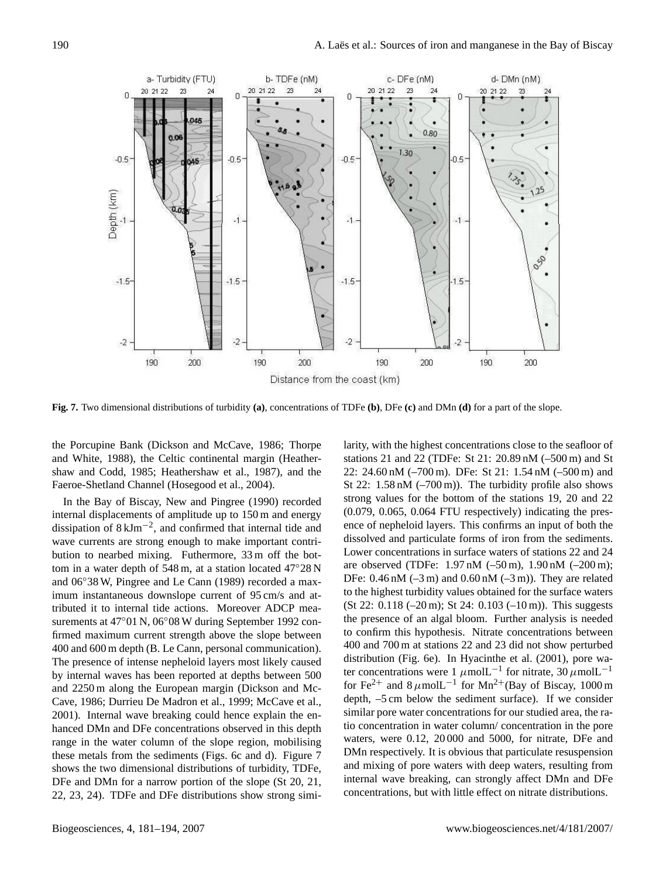**Fig. 7.** Two dimensional distributions of turbidity **(a)**, concentrations of TDFe **(b)**, DFe **(c)** and DMn **(d)** for a part of the slope.

the Porcupine Bank (Dickson and McCave, 1986; Thorpe and White, 1988), the Celtic continental margin (Heathershaw and Codd, 1985; Heathershaw et al., 1987), and the Faeroe-Shetland Channel (Hosegood et al., 2004).

In the Bay of Biscay, New and Pingree (1990) recorded internal displacements of amplitude up to 150 m and energy dissipation of 8 $kJm^{-2}$, and confirmed that internal tide and wave currents are strong enough to make important contribution to nearbed mixing. Futhermore, 33 m off the bottom in a water depth of 548 m, at a station located 47°28 N and 06°38 W, Pingree and Le Cann (1989) recorded a maximum instantaneous downslope current of 95 cm/s and attributed it to internal tide actions. Moreover ADCP measurements at 47°01 N, 06°08 W during September 1992 confirmed maximum current strength above the slope between 400 and 600 m depth (B. Le Cann, personal communication). The presence of intense nepheloid layers most likely caused by internal waves has been reported at depths between 500 and 2250 m along the European margin (Dickson and McCave, 1986; Durrieu De Madron et al., 1999; McCave et al., 2001). Internal wave breaking could hence explain the enhanced DMn and DFe concentrations observed in this depth range in the water column of the slope region, mobilising these metals from the sediments (Figs. 6c and d). Figure 7 shows the two dimensional distributions of turbidity, TDFe, DFe and DMn for a narrow portion of the slope (St 20, 21, 22, 23, 24). TDFe and DFe distributions show strong similarity, with the highest concentrations close to the seafloor of stations 21 and 22 (TDFe: St 21: 20.89 nM (–500 m) and St 22: 24.60 nM (–700 m). DFe: St 21: 1.54 nM (–500 m) and St 22: 1.58 nM (–700 m)). The turbidity profile also shows strong values for the bottom of the stations 19, 20 and 22 (0.079, 0.065, 0.064 FTU respectively) indicating the presence of nepheloid layers. This confirms an input of both the dissolved and particulate forms of iron from the sediments. Lower concentrations in surface waters of stations 22 and 24 are observed (TDFe: 1.97 nM (–50 m), 1.90 nM (–200 m); DFe: 0.46 nM (–3 m) and 0.60 nM (–3 m)). They are related to the highest turbidity values obtained for the surface waters (St 22: 0.118 (–20 m); St 24: 0.103 (–10 m)). This suggests the presence of an algal bloom. Further analysis is needed to confirm this hypothesis. Nitrate concentrations between 400 and 700 m at stations 22 and 23 did not show perturbed distribution (Fig. 6e). In Hyacinthe et al. (2001), pore water concentrations were 1 $\mu molL^{-1}$ for nitrate, 30 $\mu molL^{-1}$ for $Fe^{2+}$ and 8 $\mu molL^{-1}$ for $Mn^{2+}$(Bay of Biscay, 1000 m depth, –5 cm below the sediment surface). If we consider similar pore water concentrations for our studied area, the ratio concentration in water column/ concentration in the pore waters, were 0.12, 20 000 and 5000, for nitrate, DFe and DMn respectively. It is obvious that particulate resuspension and mixing of pore waters with deep waters, resulting from internal wave breaking, can strongly affect DMn and DFe concentrations, but with little effect on nitrate distributions.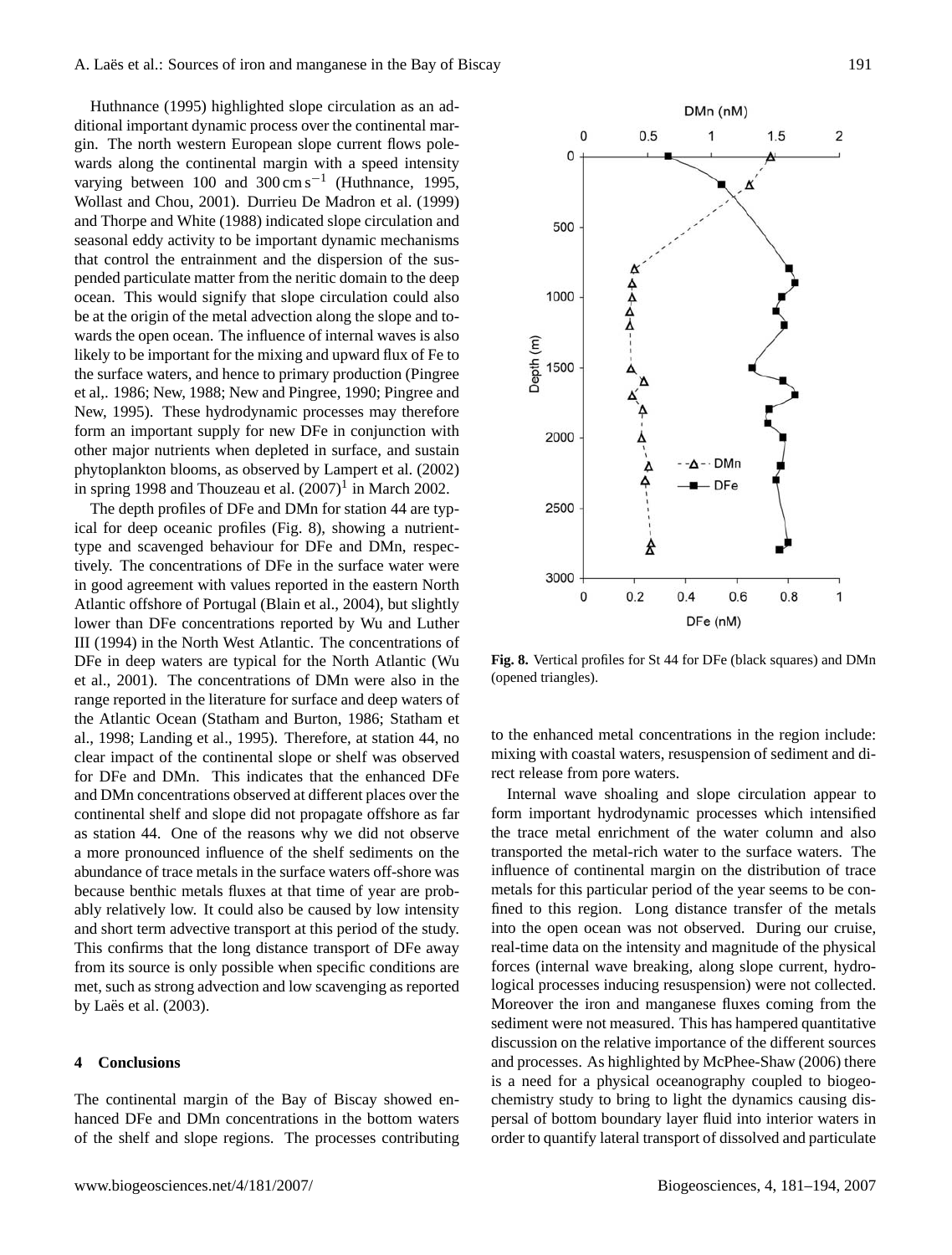Huthnance (1995) highlighted slope circulation as an additional important dynamic process over the continental margin. The north western European slope current flows polewards along the continental margin with a speed intensity varying between 100 and 300 cm s$^{-1}$ (Huthnance, 1995, Wollast and Chou, 2001). Durrieu De Madron et al. (1999) and Thorpe and White (1988) indicated slope circulation and seasonal eddy activity to be important dynamic mechanisms that control the entrainment and the dispersion of the suspended particulate matter from the neritic domain to the deep ocean. This would signify that slope circulation could also be at the origin of the metal advection along the slope and towards the open ocean. The influence of internal waves is also likely to be important for the mixing and upward flux of Fe to the surface waters, and hence to primary production (Pingree et al,. 1986; New, 1988; New and Pingree, 1990; Pingree and New, 1995). These hydrodynamic processes may therefore form an important supply for new DFe in conjunction with other major nutrients when depleted in surface, and sustain phytoplankton blooms, as observed by Lampert et al. (2002) in spring 1998 and Thouzeau et al. (2007)[1] in March 2002.

The depth profiles of DFe and DMn for station 44 are typical for deep oceanic profiles (Fig. 8), showing a nutrient-type and scavenged behaviour for DFe and DMn, respectively. The concentrations of DFe in the surface water were in good agreement with values reported in the eastern North Atlantic offshore of Portugal (Blain et al., 2004), but slightly lower than DFe concentrations reported by Wu and Luther III (1994) in the North West Atlantic. The concentrations of DFe in deep waters are typical for the North Atlantic (Wu et al., 2001). The concentrations of DMn were also in the range reported in the literature for surface and deep waters of the Atlantic Ocean (Statham and Burton, 1986; Statham et al., 1998; Landing et al., 1995). Therefore, at station 44, no clear impact of the continental slope or shelf was observed for DFe and DMn. This indicates that the enhanced DFe and DMn concentrations observed at different places over the continental shelf and slope did not propagate offshore as far as station 44. One of the reasons why we did not observe a more pronounced influence of the shelf sediments on the abundance of trace metals in the surface waters off-shore was because benthic metals fluxes at that time of year are probably relatively low. It could also be caused by low intensity and short term advective transport at this period of the study. This confirms that the long distance transport of DFe away from its source is only possible when specific conditions are met, such as strong advection and low scavenging as reported by Laës et al. (2003).

**Fig. 8.** Vertical profiles for St 44 for DFe (black squares) and DMn (opened triangles).

## 4 Conclusions

The continental margin of the Bay of Biscay showed enhanced DFe and DMn concentrations in the bottom waters of the shelf and slope regions. The processes contributing to the enhanced metal concentrations in the region include: mixing with coastal waters, resuspension of sediment and direct release from pore waters.

Internal wave shoaling and slope circulation appear to form important hydrodynamic processes which intensified the trace metal enrichment of the water column and also transported the metal-rich water to the surface waters. The influence of continental margin on the distribution of trace metals for this particular period of the year seems to be confined to this region. Long distance transfer of the metals into the open ocean was not observed. During our cruise, real-time data on the intensity and magnitude of the physical forces (internal wave breaking, along slope current, hydrological processes inducing resuspension) were not collected. Moreover the iron and manganese fluxes coming from the sediment were not measured. This has hampered quantitative discussion on the relative importance of the different sources and processes. As highlighted by McPhee-Shaw (2006) there is a need for a physical oceanography coupled to biogeochemistry study to bring to light the dynamics causing dispersal of bottom boundary layer fluid into interior waters in order to quantify lateral transport of dissolved and particulate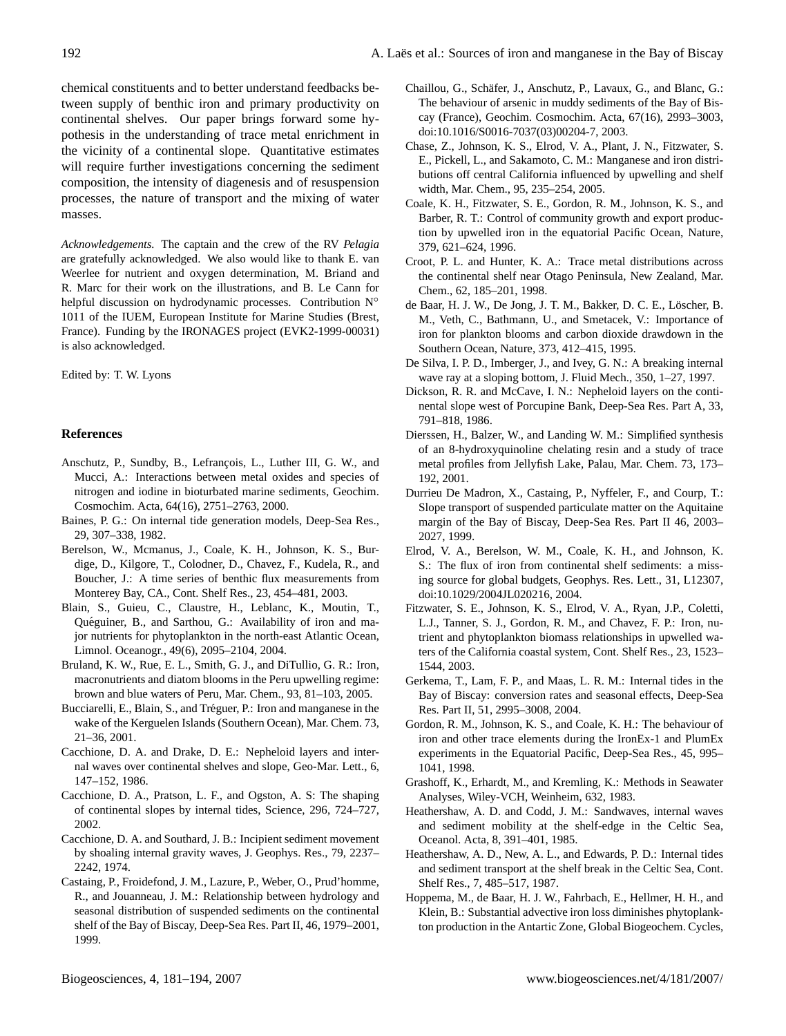chemical constituents and to better understand feedbacks between supply of benthic iron and primary productivity on continental shelves. Our paper brings forward some hypothesis in the understanding of trace metal enrichment in the vicinity of a continental slope. Quantitative estimates will require further investigations concerning the sediment composition, the intensity of diagenesis and of resuspension processes, the nature of transport and the mixing of water masses.

*Acknowledgements.* The captain and the crew of the RV *Pelagia* are gratefully acknowledged. We also would like to thank E. van Weerlee for nutrient and oxygen determination, M. Briand and R. Marc for their work on the illustrations, and B. Le Cann for helpful discussion on hydrodynamic processes. Contribution N° 1011 of the IUEM, European Institute for Marine Studies (Brest, France). Funding by the IRONAGES project (EVK2-1999-00031) is also acknowledged.

Edited by: T. W. Lyons

## References

Anschutz, P., Sundby, B., Lefrançois, L., Luther III, G. W., and Mucci, A.: Interactions between metal oxides and species of nitrogen and iodine in bioturbated marine sediments, Geochim. Cosmochim. Acta, 64(16), 2751–2763, 2000.

Baines, P. G.: On internal tide generation models, Deep-Sea Res., 29, 307–338, 1982.

Berelson, W., Mcmanus, J., Coale, K. H., Johnson, K. S., Burdige, D., Kilgore, T., Colodner, D., Chavez, F., Kudela, R., and Boucher, J.: A time series of benthic flux measurements from Monterey Bay, CA., Cont. Shelf Res., 23, 454–481, 2003.

Blain, S., Guieu, C., Claustre, H., Leblanc, K., Moutin, T., Quéguiner, B., and Sarthou, G.: Availability of iron and major nutrients for phytoplankton in the north-east Atlantic Ocean, Limnol. Oceanogr., 49(6), 2095–2104, 2004.

Bruland, K. W., Rue, E. L., Smith, G. J., and DiTullio, G. R.: Iron, macronutrients and diatom blooms in the Peru upwelling regime: brown and blue waters of Peru, Mar. Chem., 93, 81–103, 2005.

Bucciarelli, E., Blain, S., and Tréguer, P.: Iron and manganese in the wake of the Kerguelen Islands (Southern Ocean), Mar. Chem. 73, 21–36, 2001.

Cacchione, D. A. and Drake, D. E.: Nepheloid layers and internal waves over continental shelves and slope, Geo-Mar. Lett., 6, 147–152, 1986.

Cacchione, D. A., Pratson, L. F., and Ogston, A. S: The shaping of continental slopes by internal tides, Science, 296, 724–727, 2002.

Cacchione, D. A. and Southard, J. B.: Incipient sediment movement by shoaling internal gravity waves, J. Geophys. Res., 79, 2237–2242, 1974.

Castaing, P., Froidefond, J. M., Lazure, P., Weber, O., Prud'homme, R., and Jouanneau, J. M.: Relationship between hydrology and seasonal distribution of suspended sediments on the continental shelf of the Bay of Biscay, Deep-Sea Res. Part II, 46, 1979–2001, 1999.

Chaillou, G., Schäfer, J., Anschutz, P., Lavaux, G., and Blanc, G.: The behaviour of arsenic in muddy sediments of the Bay of Biscay (France), Geochim. Cosmochim. Acta, 67(16), 2993–3003, doi:10.1016/S0016-7037(03)00204-7, 2003.

Chase, Z., Johnson, K. S., Elrod, V. A., Plant, J. N., Fitzwater, S. E., Pickell, L., and Sakamoto, C. M.: Manganese and iron distributions off central California influenced by upwelling and shelf width, Mar. Chem., 95, 235–254, 2005.

Coale, K. H., Fitzwater, S. E., Gordon, R. M., Johnson, K. S., and Barber, R. T.: Control of community growth and export production by upwelled iron in the equatorial Pacific Ocean, Nature, 379, 621–624, 1996.

Croot, P. L. and Hunter, K. A.: Trace metal distributions across the continental shelf near Otago Peninsula, New Zealand, Mar. Chem., 62, 185–201, 1998.

de Baar, H. J. W., De Jong, J. T. M., Bakker, D. C. E., Löscher, B. M., Veth, C., Bathmann, U., and Smetacek, V.: Importance of iron for plankton blooms and carbon dioxide drawdown in the Southern Ocean, Nature, 373, 412–415, 1995.

De Silva, I. P. D., Imberger, J., and Ivey, G. N.: A breaking internal wave ray at a sloping bottom, J. Fluid Mech., 350, 1–27, 1997.

Dickson, R. R. and McCave, I. N.: Nepheloid layers on the continental slope west of Porcupine Bank, Deep-Sea Res. Part A, 33, 791–818, 1986.

Dierssen, H., Balzer, W., and Landing W. M.: Simplified synthesis of an 8-hydroxyquinoline chelating resin and a study of trace metal profiles from Jellyfish Lake, Palau, Mar. Chem. 73, 173–192, 2001.

Durrieu De Madron, X., Castaing, P., Nyffeler, F., and Courp, T.: Slope transport of suspended particulate matter on the Aquitaine margin of the Bay of Biscay, Deep-Sea Res. Part II 46, 2003–2027, 1999.

Elrod, V. A., Berelson, W. M., Coale, K. H., and Johnson, K. S.: The flux of iron from continental shelf sediments: a missing source for global budgets, Geophys. Res. Lett., 31, L12307, doi:10.1029/2004JL020216, 2004.

Fitzwater, S. E., Johnson, K. S., Elrod, V. A., Ryan, J.P., Coletti, L.J., Tanner, S. J., Gordon, R. M., and Chavez, F. P.: Iron, nutrient and phytoplankton biomass relationships in upwelled waters of the California coastal system, Cont. Shelf Res., 23, 1523–1544, 2003.

Gerkema, T., Lam, F. P., and Maas, L. R. M.: Internal tides in the Bay of Biscay: conversion rates and seasonal effects, Deep-Sea Res. Part II, 51, 2995–3008, 2004.

Gordon, R. M., Johnson, K. S., and Coale, K. H.: The behaviour of iron and other trace elements during the IronEx-1 and PlumEx experiments in the Equatorial Pacific, Deep-Sea Res., 45, 995–1041, 1998.

Grashoff, K., Erhardt, M., and Kremling, K.: Methods in Seawater Analyses, Wiley-VCH, Weinheim, 632, 1983.

Heathershaw, A. D. and Codd, J. M.: Sandwaves, internal waves and sediment mobility at the shelf-edge in the Celtic Sea, Oceanol. Acta, 8, 391–401, 1985.

Heathershaw, A. D., New, A. L., and Edwards, P. D.: Internal tides and sediment transport at the shelf break in the Celtic Sea, Cont. Shelf Res., 7, 485–517, 1987.

Hoppema, M., de Baar, H. J. W., Fahrbach, E., Hellmer, H. H., and Klein, B.: Substantial advective iron loss diminishes phytoplankton production in the Antartic Zone, Global Biogeochem. Cycles,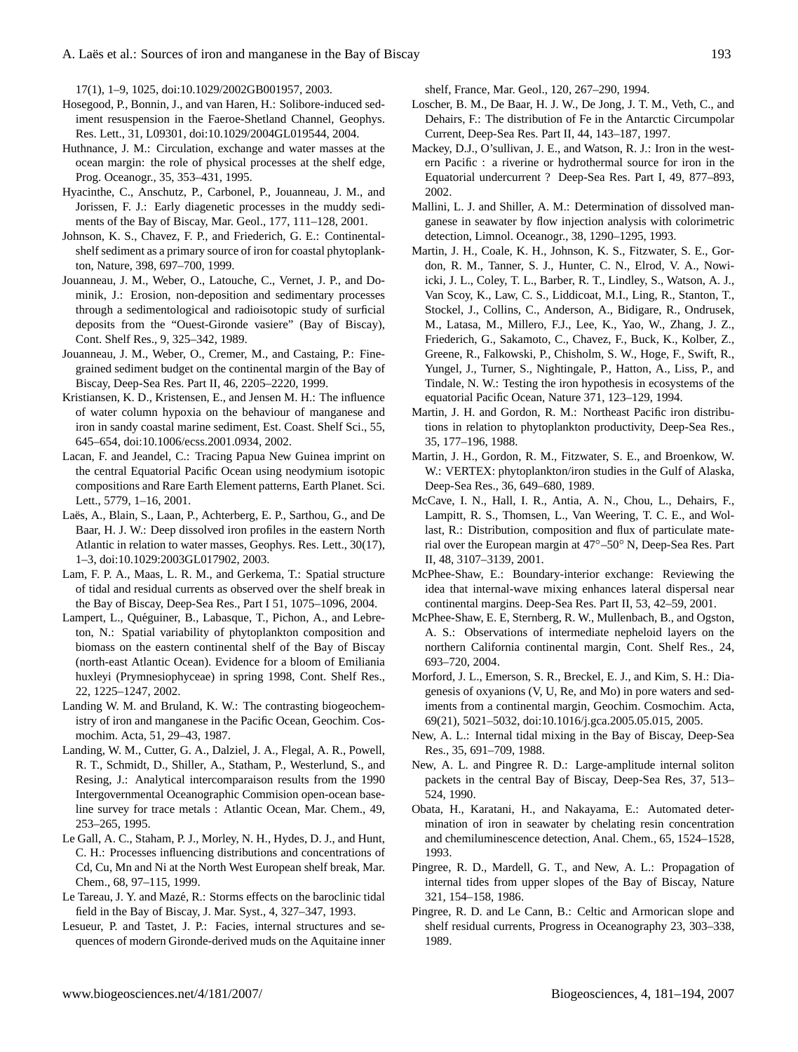17(1), 1–9, 1025, doi:10.1029/2002GB001957, 2003.

Hosegood, P., Bonnin, J., and van Haren, H.: Solibore-induced sediment resuspension in the Faeroe-Shetland Channel, Geophys. Res. Lett., 31, L09301, doi:10.1029/2004GL019544, 2004.

Huthnance, J. M.: Circulation, exchange and water masses at the ocean margin: the role of physical processes at the shelf edge, Prog. Oceanogr., 35, 353–431, 1995.

Hyacinthe, C., Anschutz, P., Carbonel, P., Jouanneau, J. M., and Jorissen, F. J.: Early diagenetic processes in the muddy sediments of the Bay of Biscay, Mar. Geol., 177, 111–128, 2001.

Johnson, K. S., Chavez, F. P., and Friederich, G. E.: Continental-shelf sediment as a primary source of iron for coastal phytoplankton, Nature, 398, 697–700, 1999.

Jouanneau, J. M., Weber, O., Latouche, C., Vernet, J. P., and Dominik, J.: Erosion, non-deposition and sedimentary processes through a sedimentological and radioisotopic study of surficial deposits from the "Ouest-Gironde vasiere" (Bay of Biscay), Cont. Shelf Res., 9, 325–342, 1989.

Jouanneau, J. M., Weber, O., Cremer, M., and Castaing, P.: Fine-grained sediment budget on the continental margin of the Bay of Biscay, Deep-Sea Res. Part II, 46, 2205–2220, 1999.

Kristiansen, K. D., Kristensen, E., and Jensen M. H.: The influence of water column hypoxia on the behaviour of manganese and iron in sandy coastal marine sediment, Est. Coast. Shelf Sci., 55, 645–654, doi:10.1006/ecss.2001.0934, 2002.

Lacan, F. and Jeandel, C.: Tracing Papua New Guinea imprint on the central Equatorial Pacific Ocean using neodymium isotopic compositions and Rare Earth Element patterns, Earth Planet. Sci. Lett., 5779, 1–16, 2001.

Laës, A., Blain, S., Laan, P., Achterberg, E. P., Sarthou, G., and De Baar, H. J. W.: Deep dissolved iron profiles in the eastern North Atlantic in relation to water masses, Geophys. Res. Lett., 30(17), 1–3, doi:10.1029:2003GL017902, 2003.

Lam, F. P. A., Maas, L. R. M., and Gerkema, T.: Spatial structure of tidal and residual currents as observed over the shelf break in the Bay of Biscay, Deep-Sea Res., Part I 51, 1075–1096, 2004.

Lampert, L., Quéguiner, B., Labasque, T., Pichon, A., and Lebreton, N.: Spatial variability of phytoplankton composition and biomass on the eastern continental shelf of the Bay of Biscay (north-east Atlantic Ocean). Evidence for a bloom of Emiliania huxleyi (Prymnesiophyceae) in spring 1998, Cont. Shelf Res., 22, 1225–1247, 2002.

Landing W. M. and Bruland, K. W.: The contrasting biogeochemistry of iron and manganese in the Pacific Ocean, Geochim. Cosmochim. Acta, 51, 29–43, 1987.

Landing, W. M., Cutter, G. A., Dalziel, J. A., Flegal, A. R., Powell, R. T., Schmidt, D., Shiller, A., Statham, P., Westerlund, S., and Resing, J.: Analytical intercomparaison results from the 1990 Intergovernmental Oceanographic Commision open-ocean baseline survey for trace metals : Atlantic Ocean, Mar. Chem., 49, 253–265, 1995.

Le Gall, A. C., Staham, P. J., Morley, N. H., Hydes, D. J., and Hunt, C. H.: Processes influencing distributions and concentrations of Cd, Cu, Mn and Ni at the North West European shelf break, Mar. Chem., 68, 97–115, 1999.

Le Tareau, J. Y. and Mazé, R.: Storms effects on the baroclinic tidal field in the Bay of Biscay, J. Mar. Syst., 4, 327–347, 1993.

Lesueur, P. and Tastet, J. P.: Facies, internal structures and sequences of modern Gironde-derived muds on the Aquitaine inner shelf, France, Mar. Geol., 120, 267–290, 1994.

Loscher, B. M., De Baar, H. J. W., De Jong, J. T. M., Veth, C., and Dehairs, F.: The distribution of Fe in the Antarctic Circumpolar Current, Deep-Sea Res. Part II, 44, 143–187, 1997.

Mackey, D.J., O'sullivan, J. E., and Watson, R. J.: Iron in the western Pacific : a riverine or hydrothermal source for iron in the Equatorial undercurrent ? Deep-Sea Res. Part I, 49, 877–893, 2002.

Mallini, L. J. and Shiller, A. M.: Determination of dissolved manganese in seawater by flow injection analysis with colorimetric detection, Limnol. Oceanogr., 38, 1290–1295, 1993.

Martin, J. H., Coale, K. H., Johnson, K. S., Fitzwater, S. E., Gordon, R. M., Tanner, S. J., Hunter, C. N., Elrod, V. A., Nowiicki, J. L., Coley, T. L., Barber, R. T., Lindley, S., Watson, A. J., Van Scoy, K., Law, C. S., Liddicoat, M.I., Ling, R., Stanton, T., Stockel, J., Collins, C., Anderson, A., Bidigare, R., Ondrusek, M., Latasa, M., Millero, F.J., Lee, K., Yao, W., Zhang, J. Z., Friederich, G., Sakamoto, C., Chavez, F., Buck, K., Kolber, Z., Greene, R., Falkowski, P., Chisholm, S. W., Hoge, F., Swift, R., Yungel, J., Turner, S., Nightingale, P., Hatton, A., Liss, P., and Tindale, N. W.: Testing the iron hypothesis in ecosystems of the equatorial Pacific Ocean, Nature 371, 123–129, 1994.

Martin, J. H. and Gordon, R. M.: Northeast Pacific iron distributions in relation to phytoplankton productivity, Deep-Sea Res., 35, 177–196, 1988.

Martin, J. H., Gordon, R. M., Fitzwater, S. E., and Broenkow, W. W.: VERTEX: phytoplankton/iron studies in the Gulf of Alaska, Deep-Sea Res., 36, 649–680, 1989.

McCave, I. N., Hall, I. R., Antia, A. N., Chou, L., Dehairs, F., Lampitt, R. S., Thomsen, L., Van Weering, T. C. E., and Wollast, R.: Distribution, composition and flux of particulate material over the European margin at 47°–50° N, Deep-Sea Res. Part II, 48, 3107–3139, 2001.

McPhee-Shaw, E.: Boundary-interior exchange: Reviewing the idea that internal-wave mixing enhances lateral dispersal near continental margins. Deep-Sea Res. Part II, 53, 42–59, 2001.

McPhee-Shaw, E. E, Sternberg, R. W., Mullenbach, B., and Ogston, A. S.: Observations of intermediate nepheloid layers on the northern California continental margin, Cont. Shelf Res., 24, 693–720, 2004.

Morford, J. L., Emerson, S. R., Breckel, E. J., and Kim, S. H.: Diagenesis of oxyanions (V, U, Re, and Mo) in pore waters and sediments from a continental margin, Geochim. Cosmochim. Acta, 69(21), 5021–5032, doi:10.1016/j.gca.2005.05.015, 2005.

New, A. L.: Internal tidal mixing in the Bay of Biscay, Deep-Sea Res., 35, 691–709, 1988.

New, A. L. and Pingree R. D.: Large-amplitude internal soliton packets in the central Bay of Biscay, Deep-Sea Res, 37, 513–524, 1990.

Obata, H., Karatani, H., and Nakayama, E.: Automated determination of iron in seawater by chelating resin concentration and chemiluminescence detection, Anal. Chem., 65, 1524–1528, 1993.

Pingree, R. D., Mardell, G. T., and New, A. L.: Propagation of internal tides from upper slopes of the Bay of Biscay, Nature 321, 154–158, 1986.

Pingree, R. D. and Le Cann, B.: Celtic and Armorican slope and shelf residual currents, Progress in Oceanography 23, 303–338, 1989.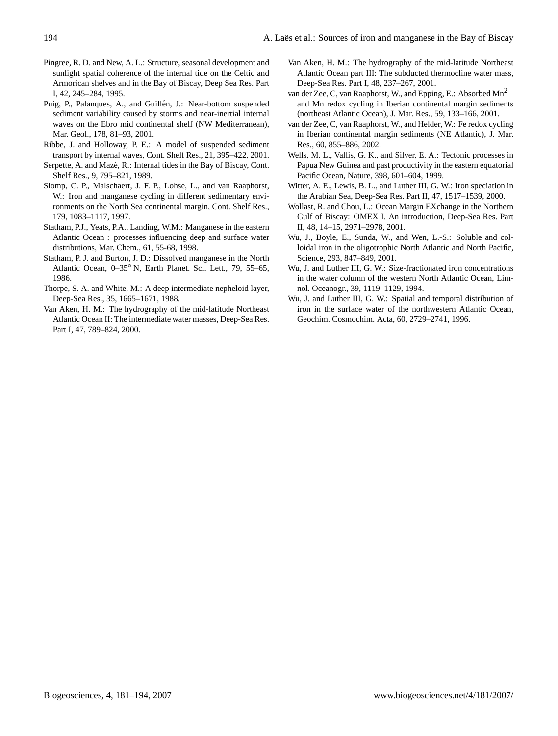Pingree, R. D. and New, A. L.: Structure, seasonal development and sunlight spatial coherence of the internal tide on the Celtic and Armorican shelves and in the Bay of Biscay, Deep Sea Res. Part I, 42, 245–284, 1995.

Puig, P., Palanques, A., and Guillén, J.: Near-bottom suspended sediment variability caused by storms and near-inertial internal waves on the Ebro mid continental shelf (NW Mediterranean), Mar. Geol., 178, 81–93, 2001.

Ribbe, J. and Holloway, P. E.: A model of suspended sediment transport by internal waves, Cont. Shelf Res., 21, 395–422, 2001.

Serpette, A. and Mazé, R.: Internal tides in the Bay of Biscay, Cont. Shelf Res., 9, 795–821, 1989.

Slomp, C. P., Malschaert, J. F. P., Lohse, L., and van Raaphorst, W.: Iron and manganese cycling in different sedimentary environments on the North Sea continental margin, Cont. Shelf Res., 179, 1083–1117, 1997.

Statham, P.J., Yeats, P.A., Landing, W.M.: Manganese in the eastern Atlantic Ocean : processes influencing deep and surface water distributions, Mar. Chem., 61, 55-68, 1998.

Statham, P. J. and Burton, J. D.: Dissolved manganese in the North Atlantic Ocean, 0–35° N, Earth Planet. Sci. Lett., 79, 55–65, 1986.

Thorpe, S. A. and White, M.: A deep intermediate nepheloid layer, Deep-Sea Res., 35, 1665–1671, 1988.

Van Aken, H. M.: The hydrography of the mid-latitude Northeast Atlantic Ocean II: The intermediate water masses, Deep-Sea Res. Part I, 47, 789–824, 2000.

Van Aken, H. M.: The hydrography of the mid-latitude Northeast Atlantic Ocean part III: The subducted thermocline water mass, Deep-Sea Res. Part I, 48, 237–267, 2001.

van der Zee, C, van Raaphorst, W., and Epping, E.: Absorbed $Mn^{2+}$ and Mn redox cycling in Iberian continental margin sediments (northeast Atlantic Ocean), J. Mar. Res., 59, 133–166, 2001.

van der Zee, C, van Raaphorst, W., and Helder, W.: Fe redox cycling in Iberian continental margin sediments (NE Atlantic), J. Mar. Res., 60, 855–886, 2002.

Wells, M. L., Vallis, G. K., and Silver, E. A.: Tectonic processes in Papua New Guinea and past productivity in the eastern equatorial Pacific Ocean, Nature, 398, 601–604, 1999.

Witter, A. E., Lewis, B. L., and Luther III, G. W.: Iron speciation in the Arabian Sea, Deep-Sea Res. Part II, 47, 1517–1539, 2000.

Wollast, R. and Chou, L.: Ocean Margin EXchange in the Northern Gulf of Biscay: OMEX I. An introduction, Deep-Sea Res. Part II, 48, 14–15, 2971–2978, 2001.

Wu, J., Boyle, E., Sunda, W., and Wen, L.-S.: Soluble and colloidal iron in the oligotrophic North Atlantic and North Pacific, Science, 293, 847–849, 2001.

Wu, J. and Luther III, G. W.: Size-fractionated iron concentrations in the water column of the western North Atlantic Ocean, Limnol. Oceanogr., 39, 1119–1129, 1994.

Wu, J. and Luther III, G. W.: Spatial and temporal distribution of iron in the surface water of the northwestern Atlantic Ocean, Geochim. Cosmochim. Acta, 60, 2729–2741, 1996.